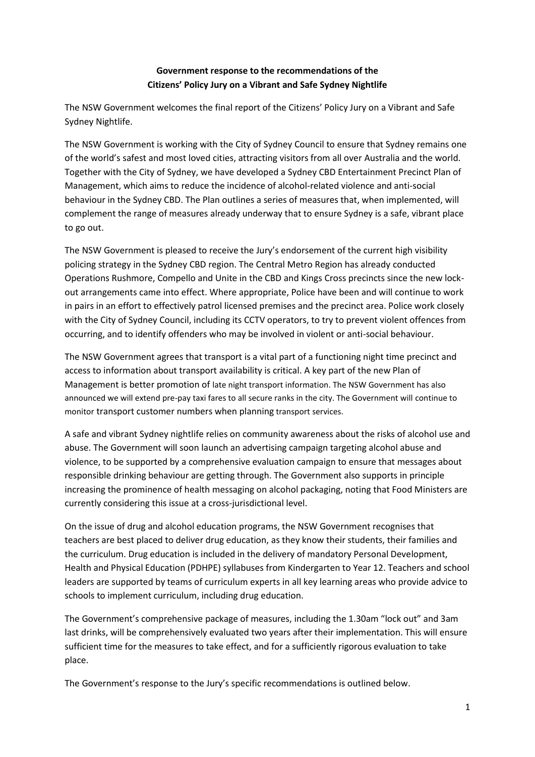**Government response to the recommendations of the Citizens' Policy Jury on a Vibrant and Safe Sydney Nightlife**

The NSW Government welcomes the final report of the Citizens' Policy Jury on a Vibrant and Safe Sydney Nightlife.

The NSW Government is working with the City of Sydney Council to ensure that Sydney remains one of the world's safest and most loved cities, attracting visitors from all over Australia and the world. Together with the City of Sydney, we have developed a Sydney CBD Entertainment Precinct Plan of Management, which aims to reduce the incidence of alcohol-related violence and anti-social behaviour in the Sydney CBD. The Plan outlines a series of measures that, when implemented, will complement the range of measures already underway that to ensure Sydney is a safe, vibrant place to go out.

The NSW Government is pleased to receive the Jury's endorsement of the current high visibility policing strategy in the Sydney CBD region. The Central Metro Region has already conducted Operations Rushmore, Compello and Unite in the CBD and Kings Cross precincts since the new lock-out arrangements came into effect. Where appropriate, Police have been and will continue to work in pairs in an effort to effectively patrol licensed premises and the precinct area. Police work closely with the City of Sydney Council, including its CCTV operators, to try to prevent violent offences from occurring, and to identify offenders who may be involved in violent or anti-social behaviour.

The NSW Government agrees that transport is a vital part of a functioning night time precinct and access to information about transport availability is critical. A key part of the new Plan of Management is better promotion of late night transport information. The NSW Government has also announced we will extend pre-pay taxi fares to all secure ranks in the city. The Government will continue to monitor transport customer numbers when planning transport services.

A safe and vibrant Sydney nightlife relies on community awareness about the risks of alcohol use and abuse. The Government will soon launch an advertising campaign targeting alcohol abuse and violence, to be supported by a comprehensive evaluation campaign to ensure that messages about responsible drinking behaviour are getting through. The Government also supports in principle increasing the prominence of health messaging on alcohol packaging, noting that Food Ministers are currently considering this issue at a cross-jurisdictional level.

On the issue of drug and alcohol education programs, the NSW Government recognises that teachers are best placed to deliver drug education, as they know their students, their families and the curriculum. Drug education is included in the delivery of mandatory Personal Development, Health and Physical Education (PDHPE) syllabuses from Kindergarten to Year 12. Teachers and school leaders are supported by teams of curriculum experts in all key learning areas who provide advice to schools to implement curriculum, including drug education.

The Government's comprehensive package of measures, including the 1.30am "lock out" and 3am last drinks, will be comprehensively evaluated two years after their implementation. This will ensure sufficient time for the measures to take effect, and for a sufficiently rigorous evaluation to take place.

The Government's response to the Jury's specific recommendations is outlined below.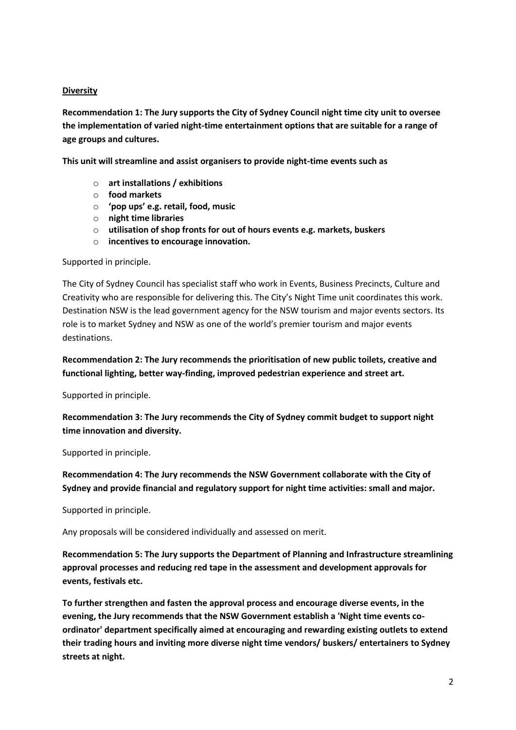**Diversity**

**Recommendation 1: The Jury supports the City of Sydney Council night time city unit to oversee the implementation of varied night-time entertainment options that are suitable for a range of age groups and cultures.**

**This unit will streamline and assist organisers to provide night-time events such as**

- **art installations / exhibitions**
- **food markets**
- **'pop ups' e.g. retail, food, music**
- **night time libraries**
- **utilisation of shop fronts for out of hours events e.g. markets, buskers**
- **incentives to encourage innovation.**

Supported in principle.

The City of Sydney Council has specialist staff who work in Events, Business Precincts, Culture and Creativity who are responsible for delivering this. The City's Night Time unit coordinates this work. Destination NSW is the lead government agency for the NSW tourism and major events sectors. Its role is to market Sydney and NSW as one of the world's premier tourism and major events destinations.

**Recommendation 2: The Jury recommends the prioritisation of new public toilets, creative and functional lighting, better way-finding, improved pedestrian experience and street art.**

Supported in principle.

**Recommendation 3: The Jury recommends the City of Sydney commit budget to support night time innovation and diversity.**

Supported in principle.

**Recommendation 4: The Jury recommends the NSW Government collaborate with the City of Sydney and provide financial and regulatory support for night time activities: small and major.**

Supported in principle.

Any proposals will be considered individually and assessed on merit.

**Recommendation 5: The Jury supports the Department of Planning and Infrastructure streamlining approval processes and reducing red tape in the assessment and development approvals for events, festivals etc.**

**To further strengthen and fasten the approval process and encourage diverse events, in the evening, the Jury recommends that the NSW Government establish a 'Night time events co-ordinator' department specifically aimed at encouraging and rewarding existing outlets to extend their trading hours and inviting more diverse night time vendors/ buskers/ entertainers to Sydney streets at night.**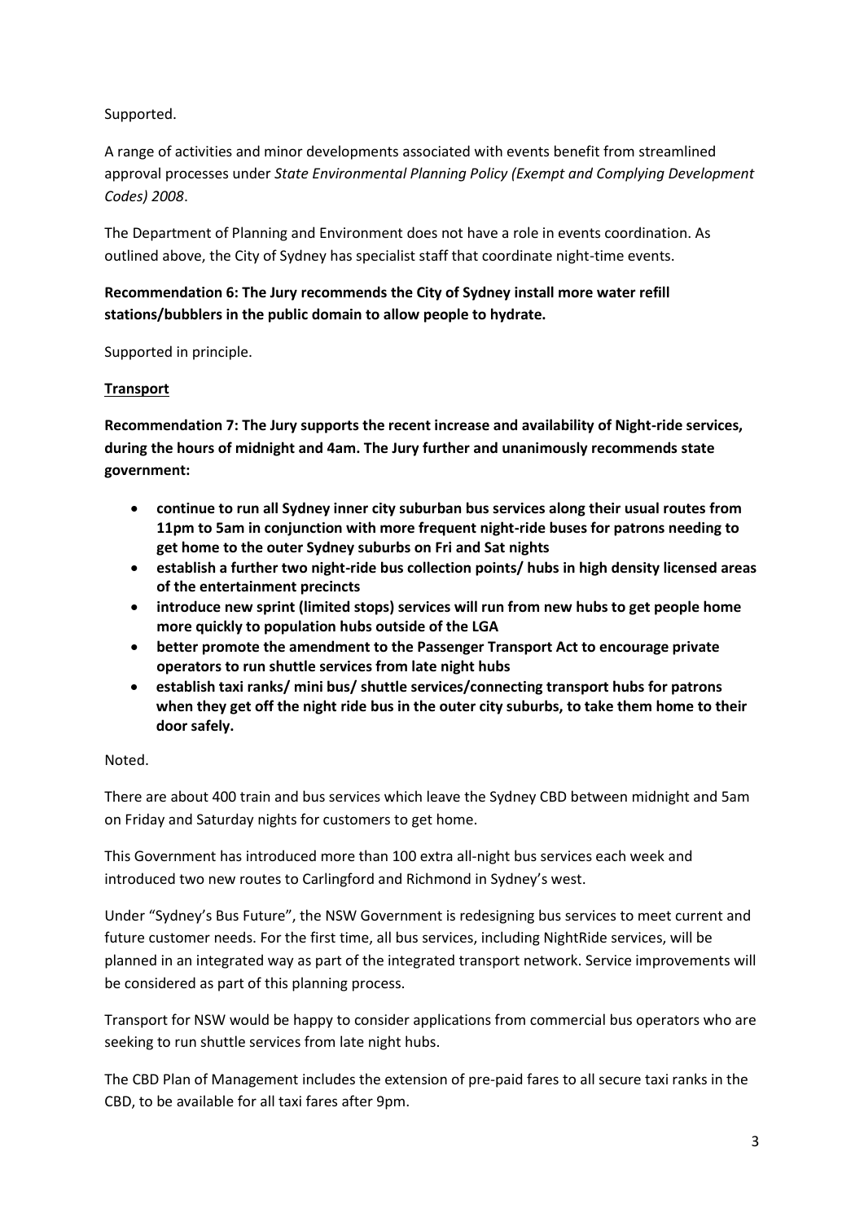Supported.

A range of activities and minor developments associated with events benefit from streamlined approval processes under *State Environmental Planning Policy (Exempt and Complying Development Codes) 2008*.

The Department of Planning and Environment does not have a role in events coordination. As outlined above, the City of Sydney has specialist staff that coordinate night-time events.

**Recommendation 6: The Jury recommends the City of Sydney install more water refill stations/bubblers in the public domain to allow people to hydrate.**

Supported in principle.

**Transport**

**Recommendation 7: The Jury supports the recent increase and availability of Night-ride services, during the hours of midnight and 4am. The Jury further and unanimously recommends state government:**

- **continue to run all Sydney inner city suburban bus services along their usual routes from 11pm to 5am in conjunction with more frequent night-ride buses for patrons needing to get home to the outer Sydney suburbs on Fri and Sat nights**
- **establish a further two night-ride bus collection points/ hubs in high density licensed areas of the entertainment precincts**
- **introduce new sprint (limited stops) services will run from new hubs to get people home more quickly to population hubs outside of the LGA**
- **better promote the amendment to the Passenger Transport Act to encourage private operators to run shuttle services from late night hubs**
- **establish taxi ranks/ mini bus/ shuttle services/connecting transport hubs for patrons when they get off the night ride bus in the outer city suburbs, to take them home to their door safely.**

Noted.

There are about 400 train and bus services which leave the Sydney CBD between midnight and 5am on Friday and Saturday nights for customers to get home.

This Government has introduced more than 100 extra all-night bus services each week and introduced two new routes to Carlingford and Richmond in Sydney's west.

Under "Sydney's Bus Future", the NSW Government is redesigning bus services to meet current and future customer needs. For the first time, all bus services, including NightRide services, will be planned in an integrated way as part of the integrated transport network. Service improvements will be considered as part of this planning process.

Transport for NSW would be happy to consider applications from commercial bus operators who are seeking to run shuttle services from late night hubs.

The CBD Plan of Management includes the extension of pre-paid fares to all secure taxi ranks in the CBD, to be available for all taxi fares after 9pm.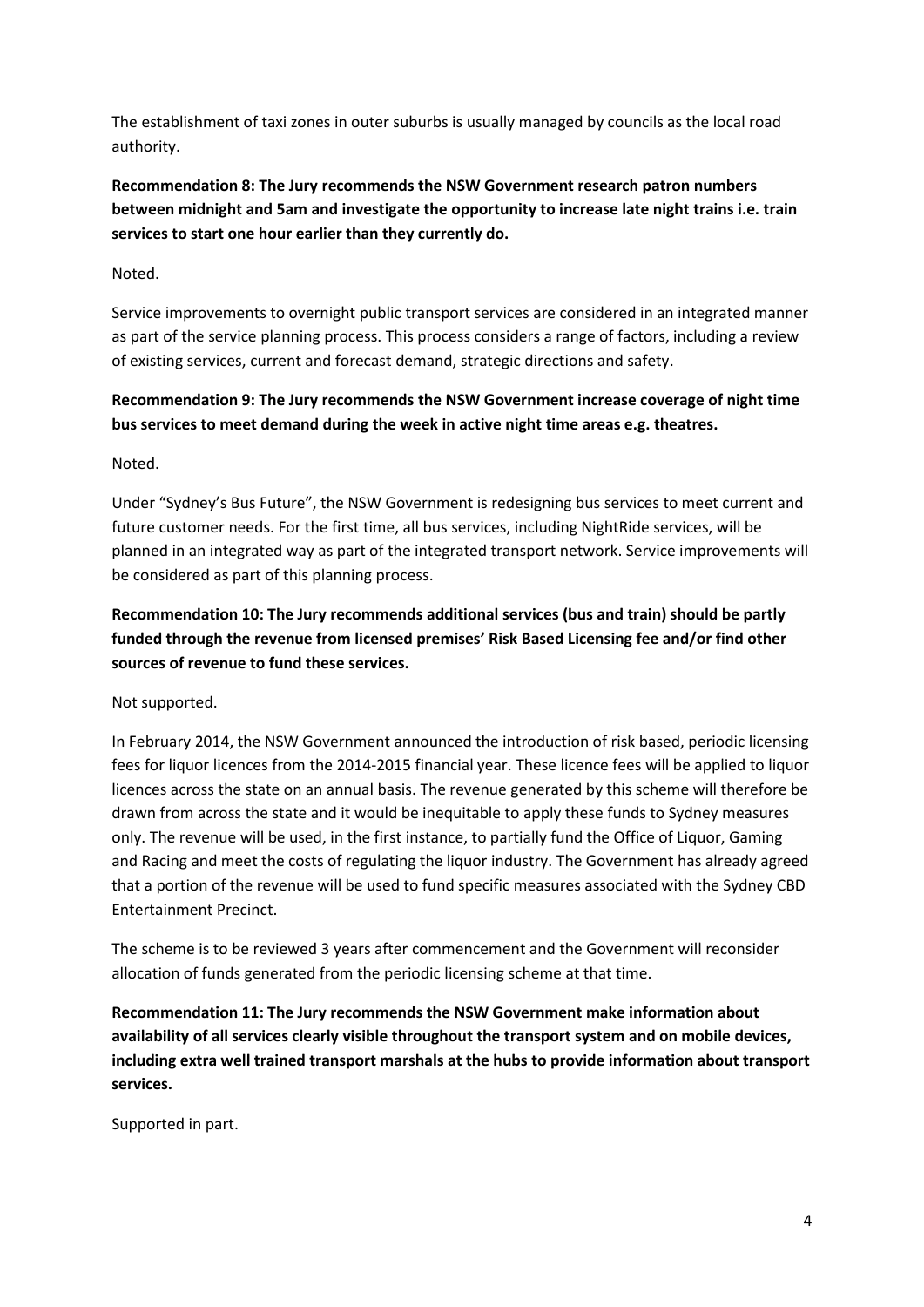The establishment of taxi zones in outer suburbs is usually managed by councils as the local road authority.

**Recommendation 8: The Jury recommends the NSW Government research patron numbers between midnight and 5am and investigate the opportunity to increase late night trains i.e. train services to start one hour earlier than they currently do.**

Noted.

Service improvements to overnight public transport services are considered in an integrated manner as part of the service planning process. This process considers a range of factors, including a review of existing services, current and forecast demand, strategic directions and safety.

**Recommendation 9: The Jury recommends the NSW Government increase coverage of night time bus services to meet demand during the week in active night time areas e.g. theatres.**

Noted.

Under "Sydney's Bus Future", the NSW Government is redesigning bus services to meet current and future customer needs. For the first time, all bus services, including NightRide services, will be planned in an integrated way as part of the integrated transport network. Service improvements will be considered as part of this planning process.

**Recommendation 10: The Jury recommends additional services (bus and train) should be partly funded through the revenue from licensed premises' Risk Based Licensing fee and/or find other sources of revenue to fund these services.**

Not supported.

In February 2014, the NSW Government announced the introduction of risk based, periodic licensing fees for liquor licences from the 2014-2015 financial year. These licence fees will be applied to liquor licences across the state on an annual basis. The revenue generated by this scheme will therefore be drawn from across the state and it would be inequitable to apply these funds to Sydney measures only. The revenue will be used, in the first instance, to partially fund the Office of Liquor, Gaming and Racing and meet the costs of regulating the liquor industry. The Government has already agreed that a portion of the revenue will be used to fund specific measures associated with the Sydney CBD Entertainment Precinct.

The scheme is to be reviewed 3 years after commencement and the Government will reconsider allocation of funds generated from the periodic licensing scheme at that time.

**Recommendation 11: The Jury recommends the NSW Government make information about availability of all services clearly visible throughout the transport system and on mobile devices, including extra well trained transport marshals at the hubs to provide information about transport services.**

Supported in part.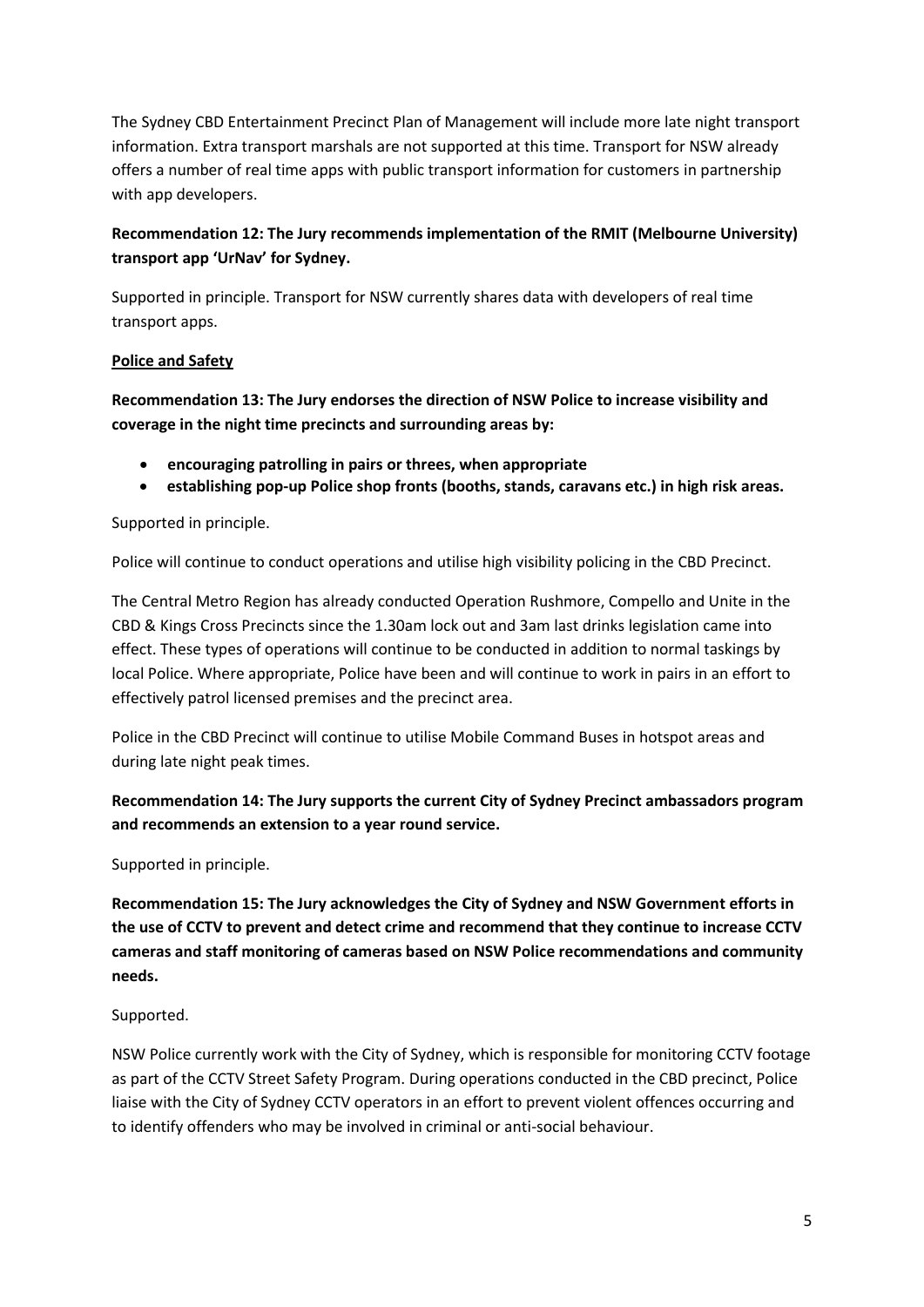The Sydney CBD Entertainment Precinct Plan of Management will include more late night transport information. Extra transport marshals are not supported at this time. Transport for NSW already offers a number of real time apps with public transport information for customers in partnership with app developers.

**Recommendation 12: The Jury recommends implementation of the RMIT (Melbourne University) transport app 'UrNav' for Sydney.**

Supported in principle. Transport for NSW currently shares data with developers of real time transport apps.

**Police and Safety**

**Recommendation 13: The Jury endorses the direction of NSW Police to increase visibility and coverage in the night time precincts and surrounding areas by:**

- **encouraging patrolling in pairs or threes, when appropriate**
- **establishing pop-up Police shop fronts (booths, stands, caravans etc.) in high risk areas.**

Supported in principle.

Police will continue to conduct operations and utilise high visibility policing in the CBD Precinct.

The Central Metro Region has already conducted Operation Rushmore, Compello and Unite in the CBD & Kings Cross Precincts since the 1.30am lock out and 3am last drinks legislation came into effect. These types of operations will continue to be conducted in addition to normal taskings by local Police. Where appropriate, Police have been and will continue to work in pairs in an effort to effectively patrol licensed premises and the precinct area.

Police in the CBD Precinct will continue to utilise Mobile Command Buses in hotspot areas and during late night peak times.

**Recommendation 14: The Jury supports the current City of Sydney Precinct ambassadors program and recommends an extension to a year round service.**

Supported in principle.

**Recommendation 15: The Jury acknowledges the City of Sydney and NSW Government efforts in the use of CCTV to prevent and detect crime and recommend that they continue to increase CCTV cameras and staff monitoring of cameras based on NSW Police recommendations and community needs.**

Supported.

NSW Police currently work with the City of Sydney, which is responsible for monitoring CCTV footage as part of the CCTV Street Safety Program. During operations conducted in the CBD precinct, Police liaise with the City of Sydney CCTV operators in an effort to prevent violent offences occurring and to identify offenders who may be involved in criminal or anti-social behaviour.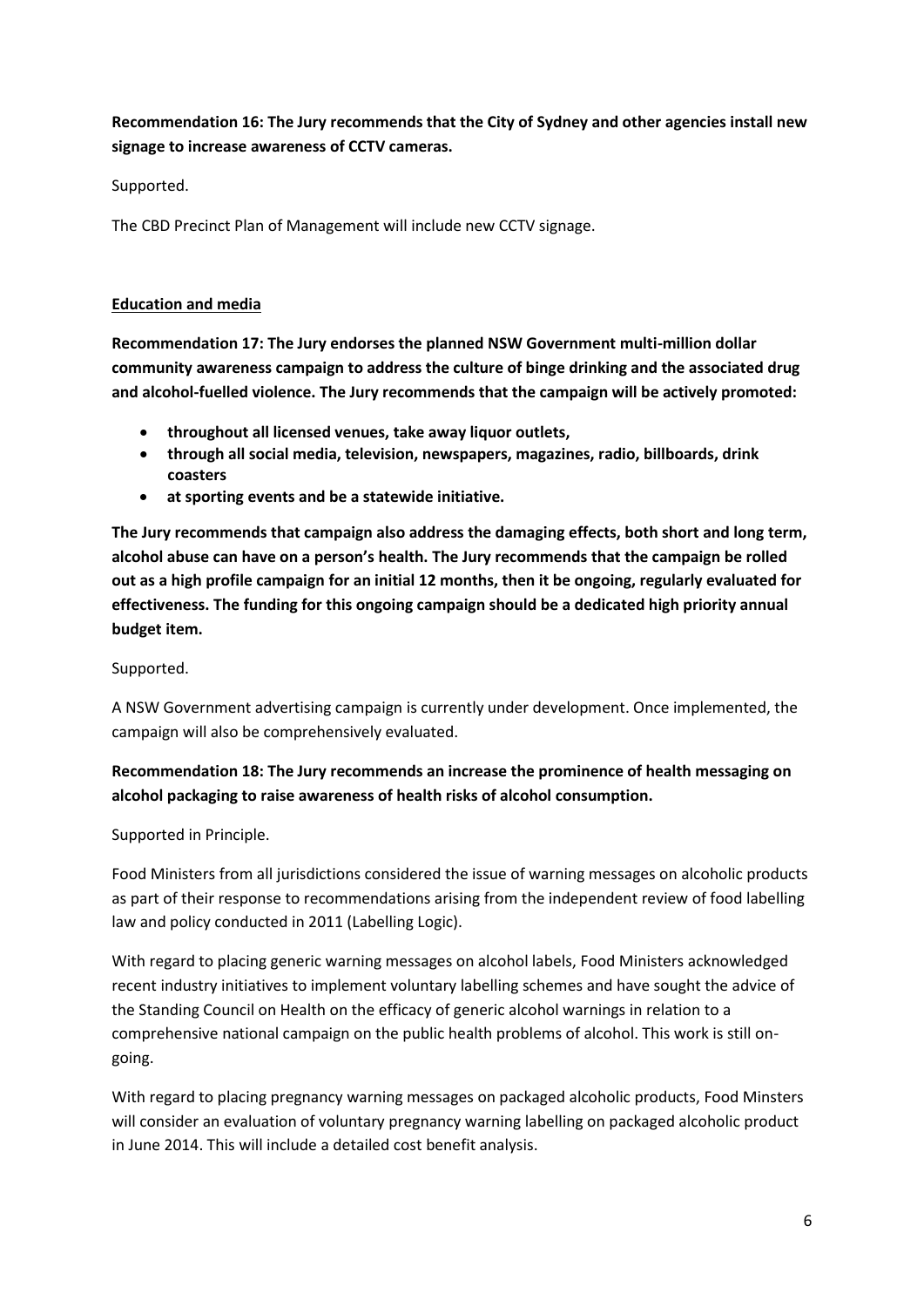**Recommendation 16: The Jury recommends that the City of Sydney and other agencies install new signage to increase awareness of CCTV cameras.**

Supported.

The CBD Precinct Plan of Management will include new CCTV signage.

<u>**Education and media**</u>

**Recommendation 17: The Jury endorses the planned NSW Government multi-million dollar community awareness campaign to address the culture of binge drinking and the associated drug and alcohol-fuelled violence. The Jury recommends that the campaign will be actively promoted:**

- **throughout all licensed venues, take away liquor outlets,**
- **through all social media, television, newspapers, magazines, radio, billboards, drink coasters**
- **at sporting events and be a statewide initiative.**

**The Jury recommends that campaign also address the damaging effects, both short and long term, alcohol abuse can have on a person's health. The Jury recommends that the campaign be rolled out as a high profile campaign for an initial 12 months, then it be ongoing, regularly evaluated for effectiveness. The funding for this ongoing campaign should be a dedicated high priority annual budget item.**

Supported.

A NSW Government advertising campaign is currently under development. Once implemented, the campaign will also be comprehensively evaluated.

**Recommendation 18: The Jury recommends an increase the prominence of health messaging on alcohol packaging to raise awareness of health risks of alcohol consumption.**

Supported in Principle.

Food Ministers from all jurisdictions considered the issue of warning messages on alcoholic products as part of their response to recommendations arising from the independent review of food labelling law and policy conducted in 2011 (Labelling Logic).

With regard to placing generic warning messages on alcohol labels, Food Ministers acknowledged recent industry initiatives to implement voluntary labelling schemes and have sought the advice of the Standing Council on Health on the efficacy of generic alcohol warnings in relation to a comprehensive national campaign on the public health problems of alcohol. This work is still on-going.

With regard to placing pregnancy warning messages on packaged alcoholic products, Food Minsters will consider an evaluation of voluntary pregnancy warning labelling on packaged alcoholic product in June 2014. This will include a detailed cost benefit analysis.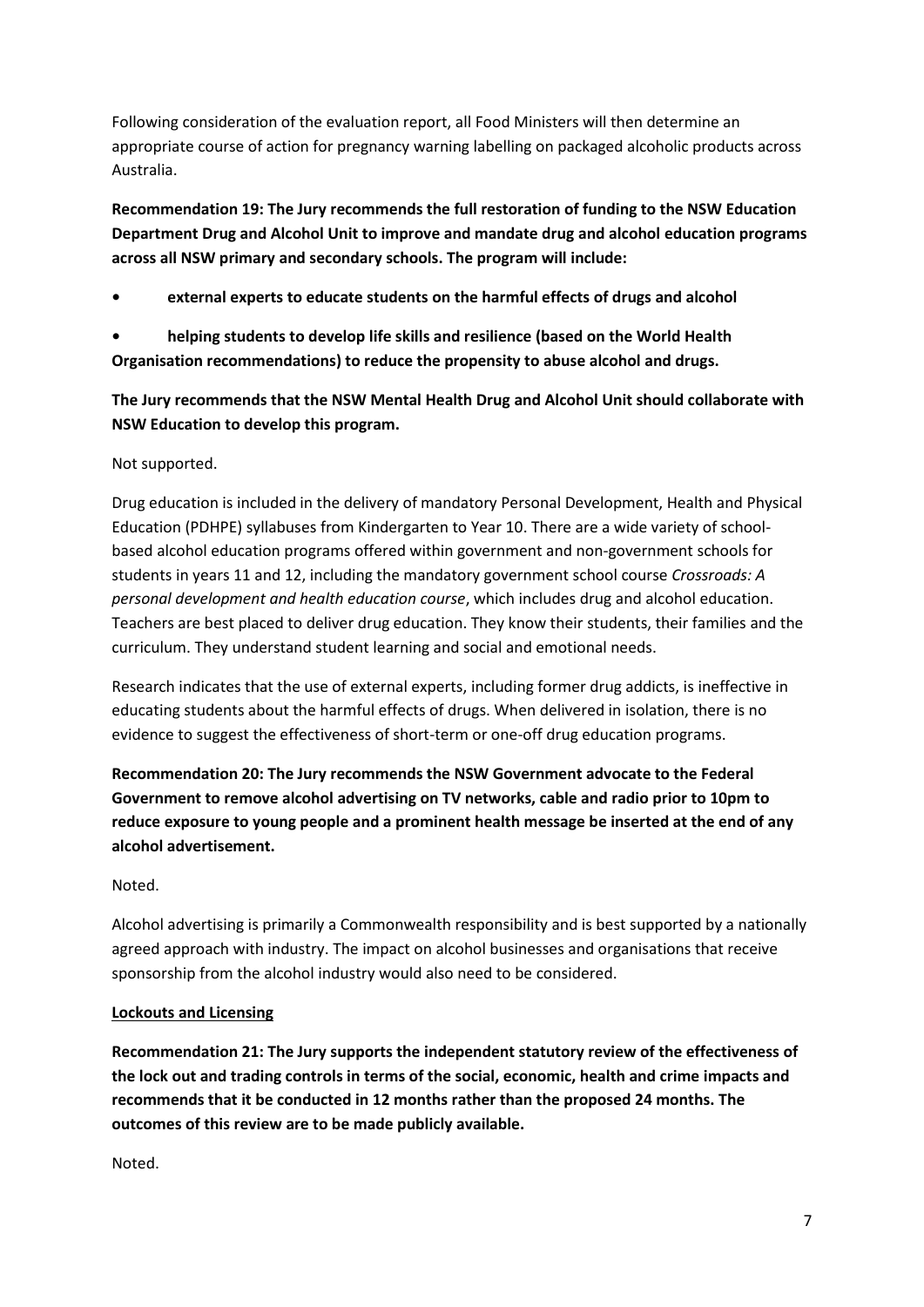Following consideration of the evaluation report, all Food Ministers will then determine an appropriate course of action for pregnancy warning labelling on packaged alcoholic products across Australia.

**Recommendation 19: The Jury recommends the full restoration of funding to the NSW Education Department Drug and Alcohol Unit to improve and mandate drug and alcohol education programs across all NSW primary and secondary schools. The program will include:**

- **external experts to educate students on the harmful effects of drugs and alcohol**
- **helping students to develop life skills and resilience (based on the World Health Organisation recommendations) to reduce the propensity to abuse alcohol and drugs.**

**The Jury recommends that the NSW Mental Health Drug and Alcohol Unit should collaborate with NSW Education to develop this program.**

Not supported.

Drug education is included in the delivery of mandatory Personal Development, Health and Physical Education (PDHPE) syllabuses from Kindergarten to Year 10. There are a wide variety of school-based alcohol education programs offered within government and non-government schools for students in years 11 and 12, including the mandatory government school course *Crossroads: A personal development and health education course*, which includes drug and alcohol education. Teachers are best placed to deliver drug education. They know their students, their families and the curriculum. They understand student learning and social and emotional needs.

Research indicates that the use of external experts, including former drug addicts, is ineffective in educating students about the harmful effects of drugs. When delivered in isolation, there is no evidence to suggest the effectiveness of short-term or one-off drug education programs.

**Recommendation 20: The Jury recommends the NSW Government advocate to the Federal Government to remove alcohol advertising on TV networks, cable and radio prior to 10pm to reduce exposure to young people and a prominent health message be inserted at the end of any alcohol advertisement.**

Noted.

Alcohol advertising is primarily a Commonwealth responsibility and is best supported by a nationally agreed approach with industry. The impact on alcohol businesses and organisations that receive sponsorship from the alcohol industry would also need to be considered.

**Lockouts and Licensing**

**Recommendation 21: The Jury supports the independent statutory review of the effectiveness of the lock out and trading controls in terms of the social, economic, health and crime impacts and recommends that it be conducted in 12 months rather than the proposed 24 months. The outcomes of this review are to be made publicly available.**

Noted.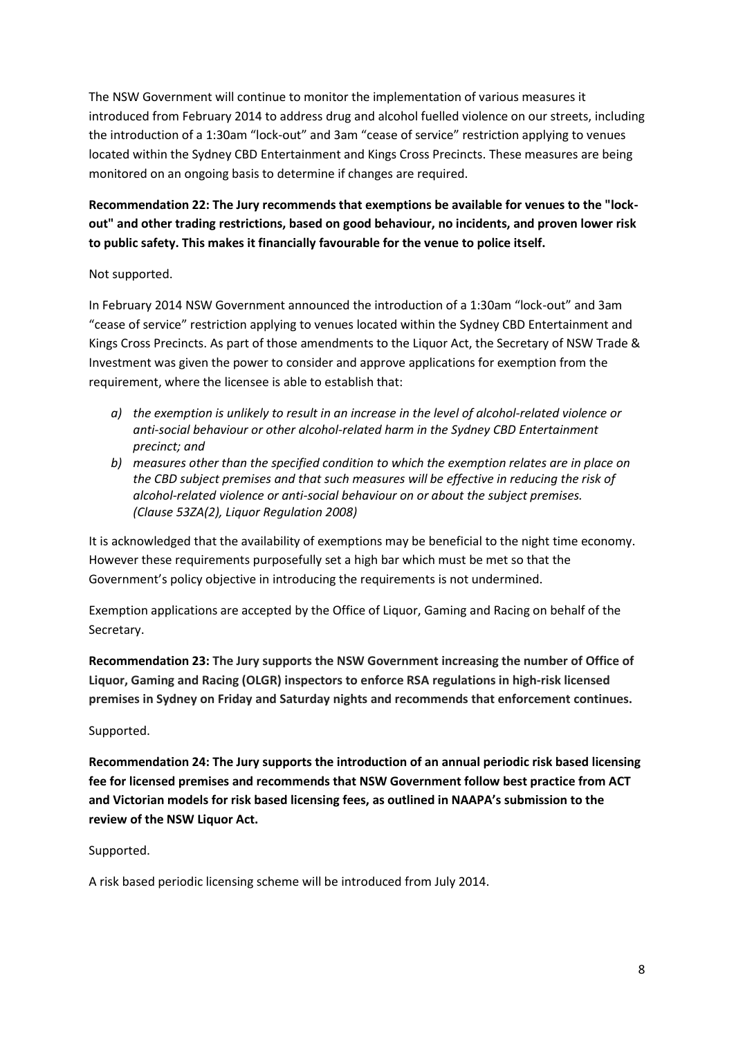The NSW Government will continue to monitor the implementation of various measures it introduced from February 2014 to address drug and alcohol fuelled violence on our streets, including the introduction of a 1:30am "lock-out" and 3am "cease of service" restriction applying to venues located within the Sydney CBD Entertainment and Kings Cross Precincts. These measures are being monitored on an ongoing basis to determine if changes are required.

**Recommendation 22: The Jury recommends that exemptions be available for venues to the "lock-out" and other trading restrictions, based on good behaviour, no incidents, and proven lower risk to public safety. This makes it financially favourable for the venue to police itself.**

Not supported.

In February 2014 NSW Government announced the introduction of a 1:30am "lock-out" and 3am "cease of service" restriction applying to venues located within the Sydney CBD Entertainment and Kings Cross Precincts. As part of those amendments to the Liquor Act, the Secretary of NSW Trade & Investment was given the power to consider and approve applications for exemption from the requirement, where the licensee is able to establish that:

*a) the exemption is unlikely to result in an increase in the level of alcohol-related violence or anti-social behaviour or other alcohol-related harm in the Sydney CBD Entertainment precinct; and*

*b) measures other than the specified condition to which the exemption relates are in place on the CBD subject premises and that such measures will be effective in reducing the risk of alcohol-related violence or anti-social behaviour on or about the subject premises. (Clause 53ZA(2), Liquor Regulation 2008)*

It is acknowledged that the availability of exemptions may be beneficial to the night time economy. However these requirements purposefully set a high bar which must be met so that the Government's policy objective in introducing the requirements is not undermined.

Exemption applications are accepted by the Office of Liquor, Gaming and Racing on behalf of the Secretary.

**Recommendation 23: The Jury supports the NSW Government increasing the number of Office of Liquor, Gaming and Racing (OLGR) inspectors to enforce RSA regulations in high-risk licensed premises in Sydney on Friday and Saturday nights and recommends that enforcement continues.**

Supported.

**Recommendation 24: The Jury supports the introduction of an annual periodic risk based licensing fee for licensed premises and recommends that NSW Government follow best practice from ACT and Victorian models for risk based licensing fees, as outlined in NAAPA's submission to the review of the NSW Liquor Act.**

Supported.

A risk based periodic licensing scheme will be introduced from July 2014.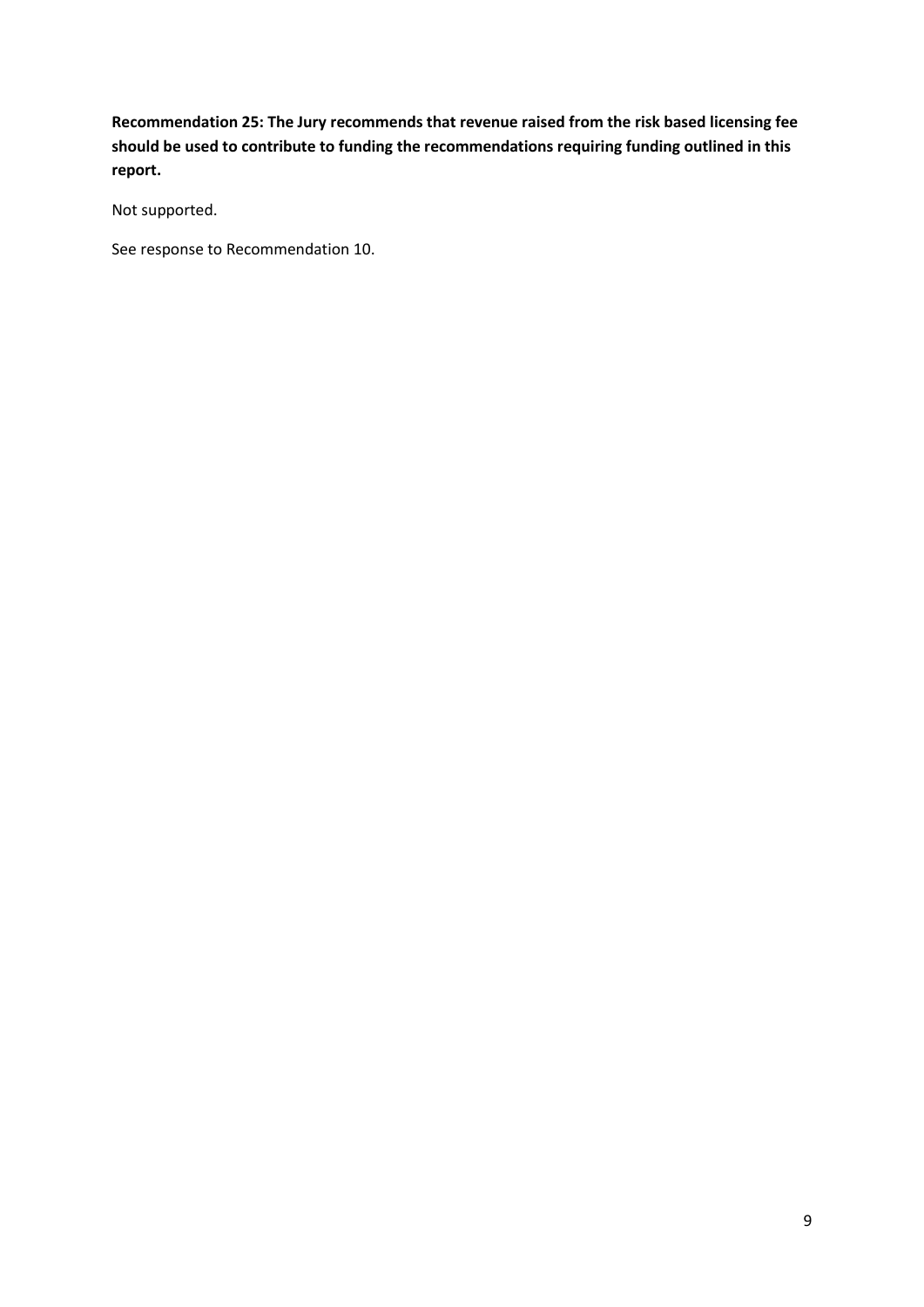**Recommendation 25: The Jury recommends that revenue raised from the risk based licensing fee should be used to contribute to funding the recommendations requiring funding outlined in this report.**

Not supported.

See response to Recommendation 10.